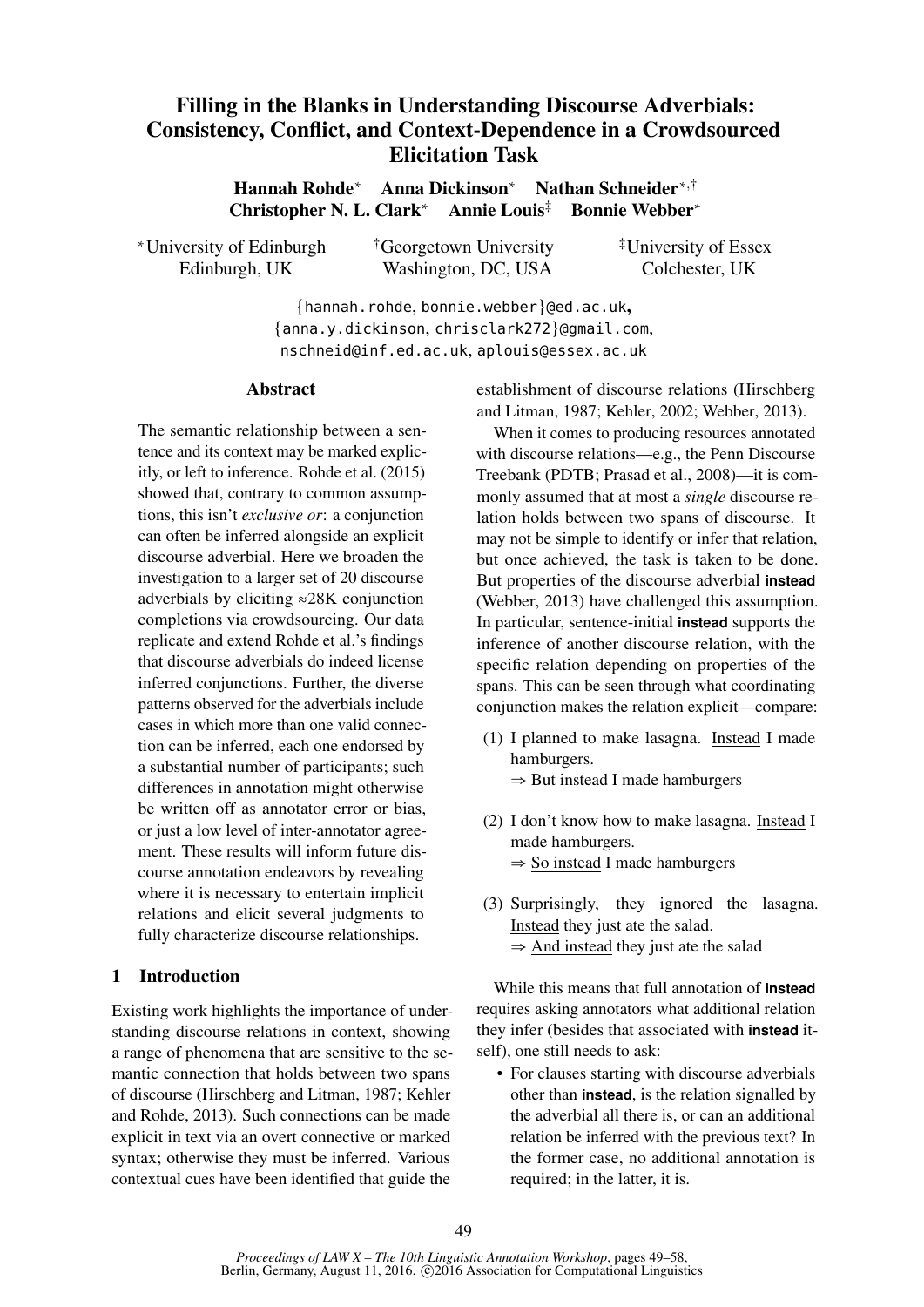# Filling in the Blanks in Understanding Discourse Adverbials: Consistency, Conflict, and Context-Dependence in a Crowdsourced Elicitation Task

**Hannah Rohde**[*] **Anna Dickinson**[*] **Nathan Schneider**[*,†]
**Christopher N. L. Clark**[*] **Annie Louis**[‡] **Bonnie Webber**[*]

[*]University of Edinburgh, Edinburgh, UK
[†]Georgetown University, Washington, DC, USA
[‡]University of Essex, Colchester, UK

{hannah.rohde, bonnie.webber}@ed.ac.uk,
{anna.y.dickinson, chrisclark272}@gmail.com,
nschneid@inf.ed.ac.uk, aplouis@essex.ac.uk

## Abstract

The semantic relationship between a sentence and its context may be marked explicitly, or left to inference. Rohde et al. (2015) showed that, contrary to common assumptions, this isn't *exclusive or*: a conjunction can often be inferred alongside an explicit discourse adverbial. Here we broaden the investigation to a larger set of 20 discourse adverbials by eliciting ≈28K conjunction completions via crowdsourcing. Our data replicate and extend Rohde et al.'s findings that discourse adverbials do indeed license inferred conjunctions. Further, the diverse patterns observed for the adverbials include cases in which more than one valid connection can be inferred, each one endorsed by a substantial number of participants; such differences in annotation might otherwise be written off as annotator error or bias, or just a low level of inter-annotator agreement. These results will inform future discourse annotation endeavors by revealing where it is necessary to entertain implicit relations and elicit several judgments to fully characterize discourse relationships.

## 1 Introduction

Existing work highlights the importance of understanding discourse relations in context, showing a range of phenomena that are sensitive to the semantic connection that holds between two spans of discourse (Hirschberg and Litman, 1987; Kehler and Rohde, 2013). Such connections can be made explicit in text via an overt connective or marked syntax; otherwise they must be inferred. Various contextual cues have been identified that guide the establishment of discourse relations (Hirschberg and Litman, 1987; Kehler, 2002; Webber, 2013).

When it comes to producing resources annotated with discourse relations—e.g., the Penn Discourse Treebank (PDTB; Prasad et al., 2008)—it is commonly assumed that at most a *single* discourse relation holds between two spans of discourse. It may not be simple to identify or infer that relation, but once achieved, the task is taken to be done. But properties of the discourse adverbial **instead** (Webber, 2013) have challenged this assumption. In particular, sentence-initial **instead** supports the inference of another discourse relation, with the specific relation depending on properties of the spans. This can be seen through what coordinating conjunction makes the relation explicit—compare:

(1) I planned to make lasagna. Instead I made hamburgers.
⇒ But instead I made hamburgers

(2) I don't know how to make lasagna. Instead I made hamburgers.
⇒ So instead I made hamburgers

(3) Surprisingly, they ignored the lasagna. Instead they just ate the salad.
⇒ And instead they just ate the salad

While this means that full annotation of **instead** requires asking annotators what additional relation they infer (besides that associated with **instead** itself), one still needs to ask:

- For clauses starting with discourse adverbials other than **instead**, is the relation signalled by the adverbial all there is, or can an additional relation be inferred with the previous text? In the former case, no additional annotation is required; in the latter, it is.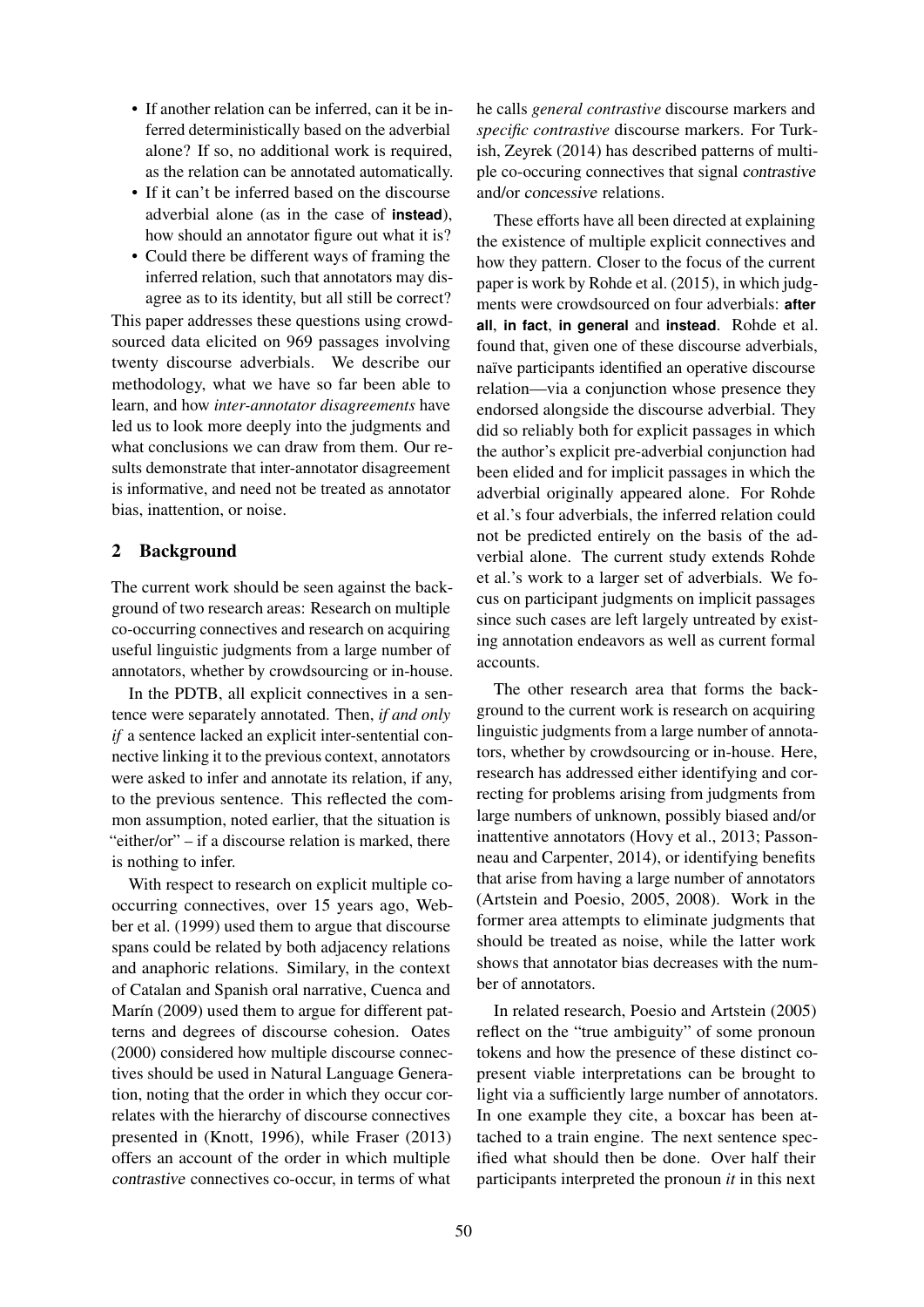- If another relation can be inferred, can it be inferred deterministically based on the adverbial alone? If so, no additional work is required, as the relation can be annotated automatically.
- If it can't be inferred based on the discourse adverbial alone (as in the case of **instead**), how should an annotator figure out what it is?
- Could there be different ways of framing the inferred relation, such that annotators may disagree as to its identity, but all still be correct?

This paper addresses these questions using crowdsourced data elicited on 969 passages involving twenty discourse adverbials. We describe our methodology, what we have so far been able to learn, and how *inter-annotator disagreements* have led us to look more deeply into the judgments and what conclusions we can draw from them. Our results demonstrate that inter-annotator disagreement is informative, and need not be treated as annotator bias, inattention, or noise.

## 2 Background

The current work should be seen against the background of two research areas: Research on multiple co-occurring connectives and research on acquiring useful linguistic judgments from a large number of annotators, whether by crowdsourcing or in-house.

In the PDTB, all explicit connectives in a sentence were separately annotated. Then, *if and only if* a sentence lacked an explicit inter-sentential connective linking it to the previous context, annotators were asked to infer and annotate its relation, if any, to the previous sentence. This reflected the common assumption, noted earlier, that the situation is "either/or" – if a discourse relation is marked, there is nothing to infer.

With respect to research on explicit multiple co-occurring connectives, over 15 years ago, Webber et al. (1999) used them to argue that discourse spans could be related by both adjacency relations and anaphoric relations. Similary, in the context of Catalan and Spanish oral narrative, Cuenca and Marín (2009) used them to argue for different patterns and degrees of discourse cohesion. Oates (2000) considered how multiple discourse connectives should be used in Natural Language Generation, noting that the order in which they occur correlates with the hierarchy of discourse connectives presented in (Knott, 1996), while Fraser (2013) offers an account of the order in which multiple contrastive connectives co-occur, in terms of what he calls *general contrastive* discourse markers and *specific contrastive* discourse markers. For Turkish, Zeyrek (2014) has described patterns of multiple co-occuring connectives that signal contrastive and/or concessive relations.

These efforts have all been directed at explaining the existence of multiple explicit connectives and how they pattern. Closer to the focus of the current paper is work by Rohde et al. (2015), in which judgments were crowdsourced on four adverbials: **after all**, **in fact**, **in general** and **instead**. Rohde et al. found that, given one of these discourse adverbials, naïve participants identified an operative discourse relation—via a conjunction whose presence they endorsed alongside the discourse adverbial. They did so reliably both for explicit passages in which the author's explicit pre-adverbial conjunction had been elided and for implicit passages in which the adverbial originally appeared alone. For Rohde et al.'s four adverbials, the inferred relation could not be predicted entirely on the basis of the adverbial alone. The current study extends Rohde et al.'s work to a larger set of adverbials. We focus on participant judgments on implicit passages since such cases are left largely untreated by existing annotation endeavors as well as current formal accounts.

The other research area that forms the background to the current work is research on acquiring linguistic judgments from a large number of annotators, whether by crowdsourcing or in-house. Here, research has addressed either identifying and correcting for problems arising from judgments from large numbers of unknown, possibly biased and/or inattentive annotators (Hovy et al., 2013; Passonneau and Carpenter, 2014), or identifying benefits that arise from having a large number of annotators (Artstein and Poesio, 2005, 2008). Work in the former area attempts to eliminate judgments that should be treated as noise, while the latter work shows that annotator bias decreases with the number of annotators.

In related research, Poesio and Artstein (2005) reflect on the "true ambiguity" of some pronoun tokens and how the presence of these distinct co-present viable interpretations can be brought to light via a sufficiently large number of annotators. In one example they cite, a boxcar has been attached to a train engine. The next sentence specified what should then be done. Over half their participants interpreted the pronoun *it* in this next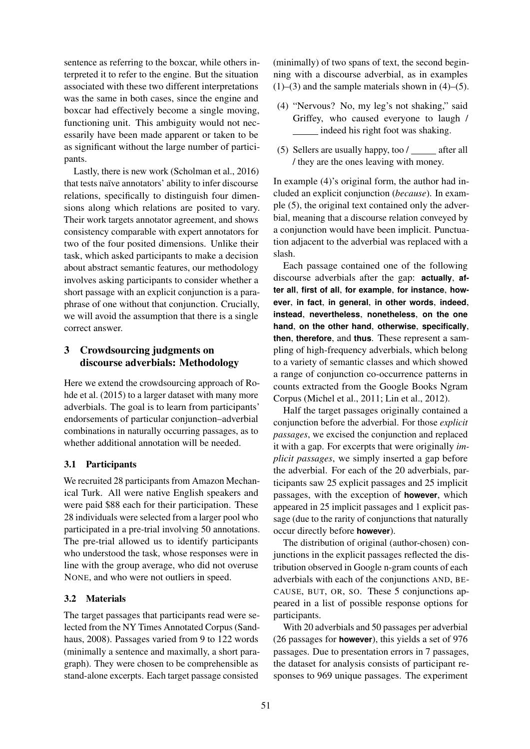sentence as referring to the boxcar, while others interpreted it to refer to the engine. But the situation associated with these two different interpretations was the same in both cases, since the engine and boxcar had effectively become a single moving, functioning unit. This ambiguity would not necessarily have been made apparent or taken to be as significant without the large number of participants.

Lastly, there is new work (Scholman et al., 2016) that tests naïve annotators' ability to infer discourse relations, specifically to distinguish four dimensions along which relations are posited to vary. Their work targets annotator agreement, and shows consistency comparable with expert annotators for two of the four posited dimensions. Unlike their task, which asked participants to make a decision about abstract semantic features, our methodology involves asking participants to consider whether a short passage with an explicit conjunction is a paraphrase of one without that conjunction. Crucially, we will avoid the assumption that there is a single correct answer.

## 3 Crowdsourcing judgments on discourse adverbials: Methodology

Here we extend the crowdsourcing approach of Rohde et al. (2015) to a larger dataset with many more adverbials. The goal is to learn from participants' endorsements of particular conjunction–adverbial combinations in naturally occurring passages, as to whether additional annotation will be needed.

### 3.1 Participants

We recruited 28 participants from Amazon Mechanical Turk. All were native English speakers and were paid $88 each for their participation. These 28 individuals were selected from a larger pool who participated in a pre-trial involving 50 annotations. The pre-trial allowed us to identify participants who understood the task, whose responses were in line with the group average, who did not overuse NONE, and who were not outliers in speed.

### 3.2 Materials

The target passages that participants read were selected from the NY Times Annotated Corpus (Sandhaus, 2008). Passages varied from 9 to 122 words (minimally a sentence and maximally, a short paragraph). They were chosen to be comprehensible as stand-alone excerpts. Each target passage consisted (minimally) of two spans of text, the second beginning with a discourse adverbial, as in examples (1)–(3) and the sample materials shown in (4)–(5).

(4) "Nervous? No, my leg's not shaking," said Griffey, who caused everyone to laugh / _____ indeed his right foot was shaking.

(5) Sellers are usually happy, too / _____ after all / they are the ones leaving with money.

In example (4)'s original form, the author had included an explicit conjunction (*because*). In example (5), the original text contained only the adverbial, meaning that a discourse relation conveyed by a conjunction would have been implicit. Punctuation adjacent to the adverbial was replaced with a slash.

Each passage contained one of the following discourse adverbials after the gap: **actually**, **after all**, **first of all**, **for example**, **for instance**, **however**, **in fact**, **in general**, **in other words**, **indeed**, **instead**, **nevertheless**, **nonetheless**, **on the one hand**, **on the other hand**, **otherwise**, **specifically**, **then**, **therefore**, and **thus**. These represent a sampling of high-frequency adverbials, which belong to a variety of semantic classes and which showed a range of conjunction co-occurrence patterns in counts extracted from the Google Books Ngram Corpus (Michel et al., 2011; Lin et al., 2012).

Half the target passages originally contained a conjunction before the adverbial. For those *explicit passages*, we excised the conjunction and replaced it with a gap. For excerpts that were originally *implicit passages*, we simply inserted a gap before the adverbial. For each of the 20 adverbials, participants saw 25 explicit passages and 25 implicit passages, with the exception of **however**, which appeared in 25 implicit passages and 1 explicit passage (due to the rarity of conjunctions that naturally occur directly before **however**).

The distribution of original (author-chosen) conjunctions in the explicit passages reflected the distribution observed in Google n-gram counts of each adverbials with each of the conjunctions AND, BECAUSE, BUT, OR, SO. These 5 conjunctions appeared in a list of possible response options for participants.

With 20 adverbials and 50 passages per adverbial (26 passages for **however**), this yields a set of 976 passages. Due to presentation errors in 7 passages, the dataset for analysis consists of participant responses to 969 unique passages. The experiment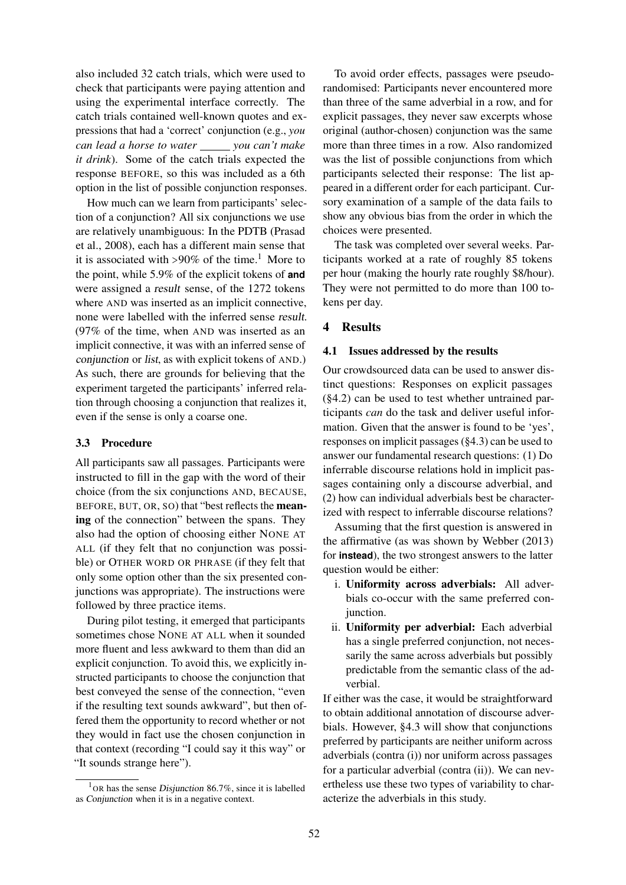also included 32 catch trials, which were used to check that participants were paying attention and using the experimental interface correctly. The catch trials contained well-known quotes and expressions that had a 'correct' conjunction (e.g., *you can lead a horse to water \_\_\_\_\_ you can't make it drink*). Some of the catch trials expected the response BEFORE, so this was included as a 6th option in the list of possible conjunction responses.

How much can we learn from participants' selection of a conjunction? All six conjunctions we use are relatively unambiguous: In the PDTB (Prasad et al., 2008), each has a different main sense that it is associated with >90% of the time.[1] More to the point, while 5.9% of the explicit tokens of **and** were assigned a *result* sense, of the 1272 tokens where AND was inserted as an implicit connective, none were labelled with the inferred sense *result*. (97% of the time, when AND was inserted as an implicit connective, it was with an inferred sense of *conjunction* or *list*, as with explicit tokens of AND.) As such, there are grounds for believing that the experiment targeted the participants' inferred relation through choosing a conjunction that realizes it, even if the sense is only a coarse one.

### 3.3 Procedure

All participants saw all passages. Participants were instructed to fill in the gap with the word of their choice (from the six conjunctions AND, BECAUSE, BEFORE, BUT, OR, SO) that "best reflects the **meaning** of the connection" between the spans. They also had the option of choosing either NONE AT ALL (if they felt that no conjunction was possible) or OTHER WORD OR PHRASE (if they felt that only some option other than the six presented conjunctions was appropriate). The instructions were followed by three practice items.

During pilot testing, it emerged that participants sometimes chose NONE AT ALL when it sounded more fluent and less awkward to them than did an explicit conjunction. To avoid this, we explicitly instructed participants to choose the conjunction that best conveyed the sense of the connection, "even if the resulting text sounds awkward", but then offered them the opportunity to record whether or not they would in fact use the chosen conjunction in that context (recording "I could say it this way" or "It sounds strange here").

[1] OR has the sense *Disjunction* 86.7%, since it is labelled as *Conjunction* when it is in a negative context.

To avoid order effects, passages were pseudo-randomised: Participants never encountered more than three of the same adverbial in a row, and for explicit passages, they never saw excerpts whose original (author-chosen) conjunction was the same more than three times in a row. Also randomized was the list of possible conjunctions from which participants selected their response: The list appeared in a different order for each participant. Cursory examination of a sample of the data fails to show any obvious bias from the order in which the choices were presented.

The task was completed over several weeks. Participants worked at a rate of roughly 85 tokens per hour (making the hourly rate roughly $8/hour). They were not permitted to do more than 100 tokens per day.

## 4 Results

### 4.1 Issues addressed by the results

Our crowdsourced data can be used to answer distinct questions: Responses on explicit passages (§4.2) can be used to test whether untrained participants *can* do the task and deliver useful information. Given that the answer is found to be 'yes', responses on implicit passages (§4.3) can be used to answer our fundamental research questions: (1) Do inferrable discourse relations hold in implicit passages containing only a discourse adverbial, and (2) how can individual adverbials best be characterized with respect to inferrable discourse relations?

Assuming that the first question is answered in the affirmative (as was shown by Webber (2013) for **instead**), the two strongest answers to the latter question would be either:

i. **Uniformity across adverbials:** All adverbials co-occur with the same preferred conjunction.
ii. **Uniformity per adverbial:** Each adverbial has a single preferred conjunction, not necessarily the same across adverbials but possibly predictable from the semantic class of the adverbial.

If either was the case, it would be straightforward to obtain additional annotation of discourse adverbials. However, §4.3 will show that conjunctions preferred by participants are neither uniform across adverbials (contra (i)) nor uniform across passages for a particular adverbial (contra (ii)). We can nevertheless use these two types of variability to characterize the adverbials in this study.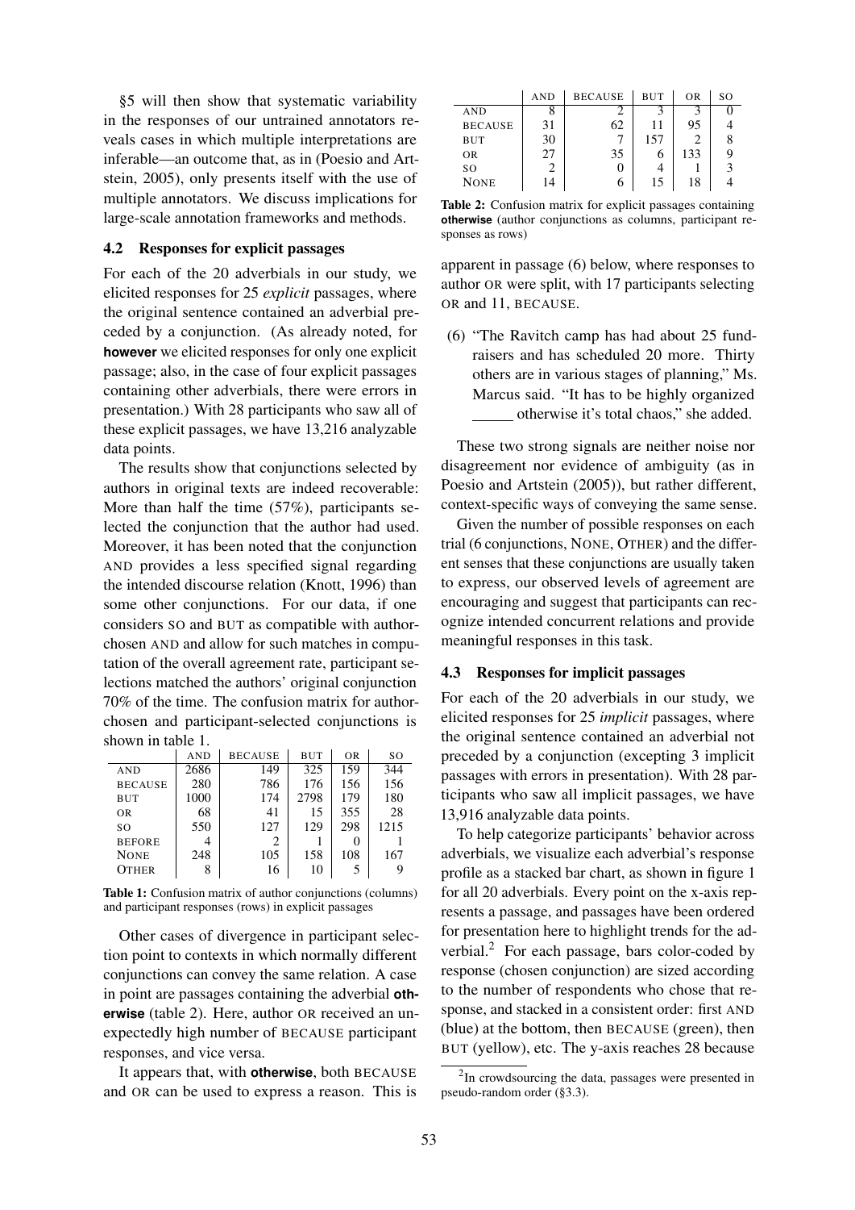§5 will then show that systematic variability in the responses of our untrained annotators reveals cases in which multiple interpretations are inferable—an outcome that, as in (Poesio and Artstein, 2005), only presents itself with the use of multiple annotators. We discuss implications for large-scale annotation frameworks and methods.

### 4.2 Responses for explicit passages

For each of the 20 adverbials in our study, we elicited responses for 25 *explicit* passages, where the original sentence contained an adverbial preceded by a conjunction. (As already noted, for **however** we elicited responses for only one explicit passage; also, in the case of four explicit passages containing other adverbials, there were errors in presentation.) With 28 participants who saw all of these explicit passages, we have 13,216 analyzable data points.

The results show that conjunctions selected by authors in original texts are indeed recoverable: More than half the time (57%), participants selected the conjunction that the author had used. Moreover, it has been noted that the conjunction AND provides a less specified signal regarding the intended discourse relation (Knott, 1996) than some other conjunctions. For our data, if one considers SO and BUT as compatible with author-chosen AND and allow for such matches in computation of the overall agreement rate, participant selections matched the authors' original conjunction 70% of the time. The confusion matrix for author-chosen and participant-selected conjunctions is shown in table 1.

| | AND | BECAUSE | BUT | OR | SO |
|---|---|---|---|---|---|
| AND | 2686 | 149 | 325 | 159 | 344 |
| BECAUSE | 280 | 786 | 176 | 156 | 156 |
| BUT | 1000 | 174 | 2798 | 179 | 180 |
| OR | 68 | 41 | 15 | 355 | 28 |
| SO | 550 | 127 | 129 | 298 | 1215 |
| BEFORE | 4 | 2 | 1 | 0 | 1 |
| NONE | 248 | 105 | 158 | 108 | 167 |
| OTHER | 8 | 16 | 10 | 5 | 9 |

**Table 1:** Confusion matrix of author conjunctions (columns) and participant responses (rows) in explicit passages

Other cases of divergence in participant selection point to contexts in which normally different conjunctions can convey the same relation. A case in point are passages containing the adverbial **otherwise** (table 2). Here, author OR received an unexpectedly high number of BECAUSE participant responses, and vice versa.

It appears that, with **otherwise**, both BECAUSE and OR can be used to express a reason. This is apparent in passage (6) below, where responses to author OR were split, with 17 participants selecting OR and 11, BECAUSE.

| | AND | BECAUSE | BUT | OR | SO |
|---|---|---|---|---|---|
| AND | 8 | 2 | 3 | 3 | 0 |
| BECAUSE | 31 | 62 | 11 | 95 | 4 |
| BUT | 30 | 7 | 157 | 2 | 8 |
| OR | 27 | 35 | 6 | 133 | 9 |
| SO | 2 | 0 | 4 | 1 | 3 |
| NONE | 14 | 6 | 15 | 18 | 4 |

**Table 2:** Confusion matrix for explicit passages containing **otherwise** (author conjunctions as columns, participant responses as rows)

(6) "The Ravitch camp has had about 25 fundraisers and has scheduled 20 more. Thirty others are in various stages of planning," Ms. Marcus said. "It has to be highly organized _____ otherwise it's total chaos," she added.

These two strong signals are neither noise nor disagreement nor evidence of ambiguity (as in Poesio and Artstein (2005)), but rather different, context-specific ways of conveying the same sense.

Given the number of possible responses on each trial (6 conjunctions, NONE, OTHER) and the different senses that these conjunctions are usually taken to express, our observed levels of agreement are encouraging and suggest that participants can recognize intended concurrent relations and provide meaningful responses in this task.

### 4.3 Responses for implicit passages

For each of the 20 adverbials in our study, we elicited responses for 25 *implicit* passages, where the original sentence contained an adverbial not preceded by a conjunction (excepting 3 implicit passages with errors in presentation). With 28 participants who saw all implicit passages, we have 13,916 analyzable data points.

To help categorize participants' behavior across adverbials, we visualize each adverbial's response profile as a stacked bar chart, as shown in figure 1 for all 20 adverbials. Every point on the x-axis represents a passage, and passages have been ordered for presentation here to highlight trends for the adverbial.[2] For each passage, bars color-coded by response (chosen conjunction) are sized according to the number of respondents who chose that response, and stacked in a consistent order: first AND (blue) at the bottom, then BECAUSE (green), then BUT (yellow), etc. The y-axis reaches 28 because

[2] In crowdsourcing the data, passages were presented in pseudo-random order (§3.3).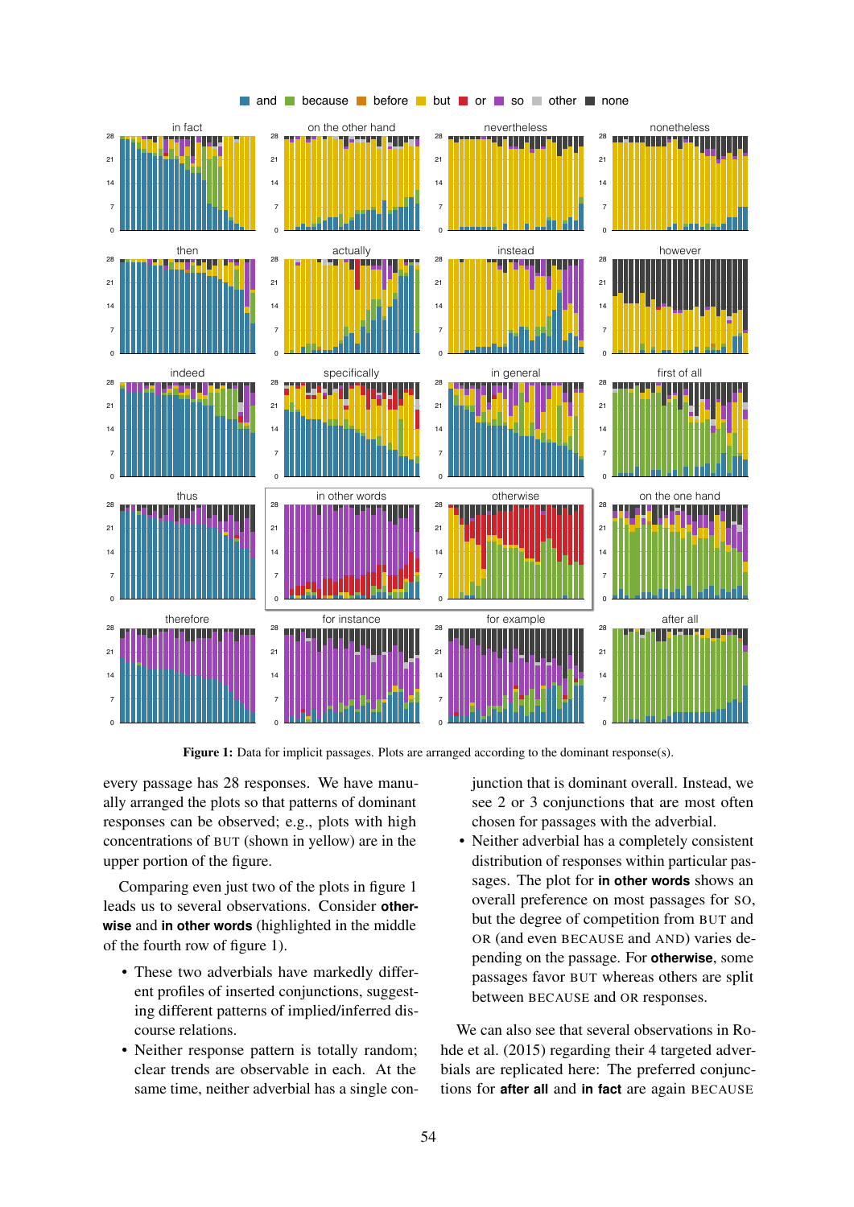**Figure 1:** Data for implicit passages. Plots are arranged according to the dominant response(s).

every passage has 28 responses. We have manually arranged the plots so that patterns of dominant responses can be observed; e.g., plots with high concentrations of BUT (shown in yellow) are in the upper portion of the figure.

Comparing even just two of the plots in figure 1 leads us to several observations. Consider **otherwise** and **in other words** (highlighted in the middle of the fourth row of figure 1).

- These two adverbials have markedly different profiles of inserted conjunctions, suggesting different patterns of implied/inferred discourse relations.
- Neither response pattern is totally random; clear trends are observable in each. At the same time, neither adverbial has a single conjunction that is dominant overall. Instead, we see 2 or 3 conjunctions that are most often chosen for passages with the adverbial.
- Neither adverbial has a completely consistent distribution of responses within particular passages. The plot for **in other words** shows an overall preference on most passages for SO, but the degree of competition from BUT and OR (and even BECAUSE and AND) varies depending on the passage. For **otherwise**, some passages favor BUT whereas others are split between BECAUSE and OR responses.

We can also see that several observations in Rohde et al. (2015) regarding their 4 targeted adverbials are replicated here: The preferred conjunctions for **after all** and **in fact** are again BECAUSE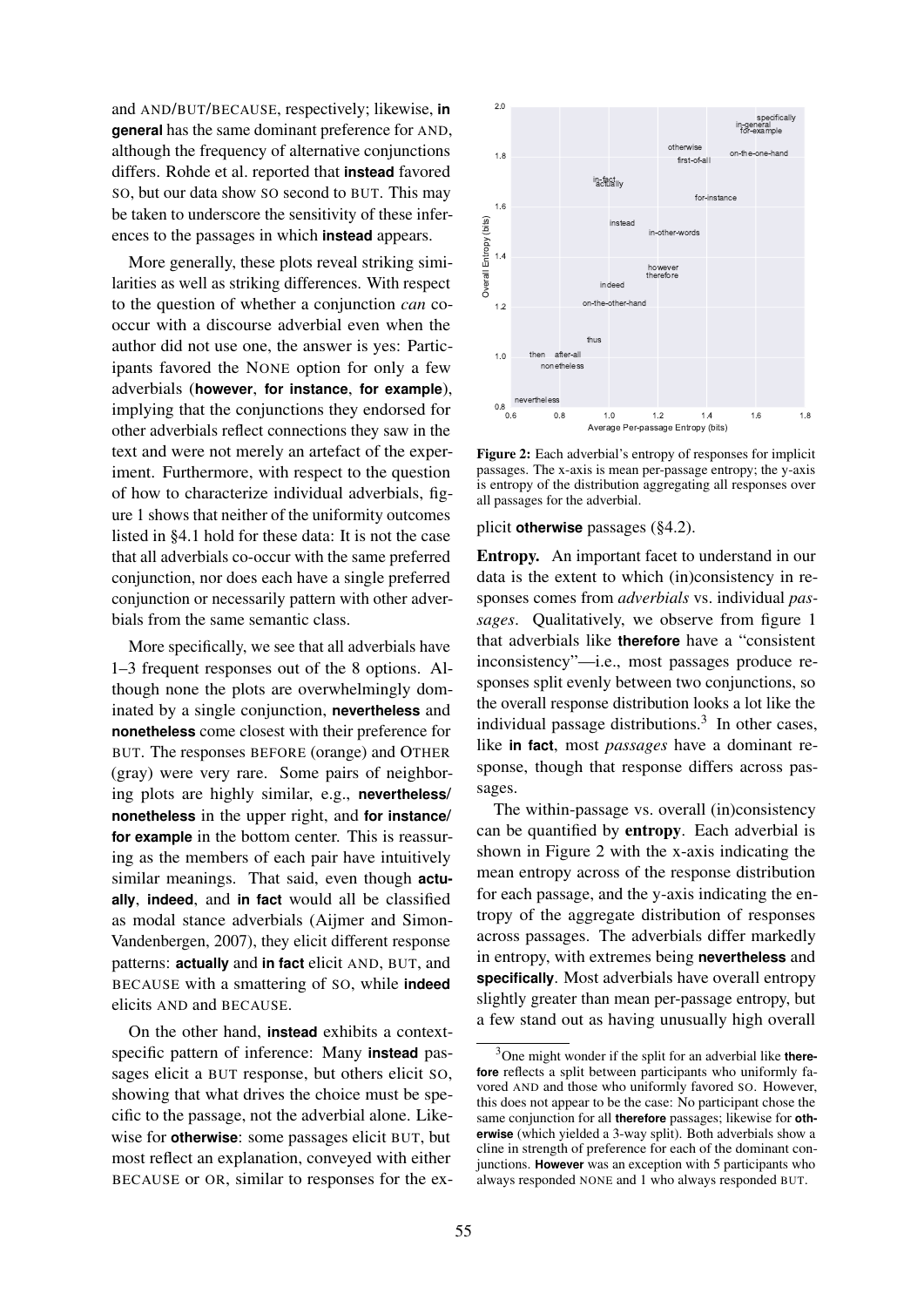and AND/BUT/BECAUSE, respectively; likewise, **in general** has the same dominant preference for AND, although the frequency of alternative conjunctions differs. Rohde et al. reported that **instead** favored SO, but our data show SO second to BUT. This may be taken to underscore the sensitivity of these inferences to the passages in which **instead** appears.

More generally, these plots reveal striking similarities as well as striking differences. With respect to the question of whether a conjunction *can* co-occur with a discourse adverbial even when the author did not use one, the answer is yes: Participants favored the NONE option for only a few adverbials (**however**, **for instance**, **for example**), implying that the conjunctions they endorsed for other adverbials reflect connections they saw in the text and were not merely an artefact of the experiment. Furthermore, with respect to the question of how to characterize individual adverbials, figure 1 shows that neither of the uniformity outcomes listed in §4.1 hold for these data: It is not the case that all adverbials co-occur with the same preferred conjunction, nor does each have a single preferred conjunction or necessarily pattern with other adverbials from the same semantic class.

More specifically, we see that all adverbials have 1–3 frequent responses out of the 8 options. Although none the plots are overwhelmingly dominated by a single conjunction, **nevertheless** and **nonetheless** come closest with their preference for BUT. The responses BEFORE (orange) and OTHER (gray) were very rare. Some pairs of neighboring plots are highly similar, e.g., **nevertheless/ nonetheless** in the upper right, and **for instance/ for example** in the bottom center. This is reassuring as the members of each pair have intuitively similar meanings. That said, even though **actually**, **indeed**, and **in fact** would all be classified as modal stance adverbials (Aijmer and Simon-Vandenbergen, 2007), they elicit different response patterns: **actually** and **in fact** elicit AND, BUT, and BECAUSE with a smattering of SO, while **indeed** elicits AND and BECAUSE.

On the other hand, **instead** exhibits a context-specific pattern of inference: Many **instead** passages elicit a BUT response, but others elicit SO, showing that what drives the choice must be specific to the passage, not the adverbial alone. Likewise for **otherwise**: some passages elicit BUT, but most reflect an explanation, conveyed with either BECAUSE or OR, similar to responses for the explicit **otherwise** passages (§4.2).

Figure 2: Each adverbial's entropy of responses for implicit passages. The x-axis is mean per-passage entropy; the y-axis is entropy of the distribution aggregating all responses over all passages for the adverbial.

**Entropy.** An important facet to understand in our data is the extent to which (in)consistency in responses comes from *adverbials* vs. individual *passages*. Qualitatively, we observe from figure 1 that adverbials like **therefore** have a "consistent inconsistency"—i.e., most passages produce responses split evenly between two conjunctions, so the overall response distribution looks a lot like the individual passage distributions.[3] In other cases, like **in fact**, most *passages* have a dominant response, though that response differs across passages.

The within-passage vs. overall (in)consistency can be quantified by **entropy**. Each adverbial is shown in Figure 2 with the x-axis indicating the mean entropy across of the response distribution for each passage, and the y-axis indicating the entropy of the aggregate distribution of responses across passages. The adverbials differ markedly in entropy, with extremes being **nevertheless** and **specifically**. Most adverbials have overall entropy slightly greater than mean per-passage entropy, but a few stand out as having unusually high overall

[3] One might wonder if the split for an adverbial like **therefore** reflects a split between participants who uniformly favored AND and those who uniformly favored SO. However, this does not appear to be the case: No participant chose the same conjunction for all **therefore** passages; likewise for **otherwise** (which yielded a 3-way split). Both adverbials show a cline in strength of preference for each of the dominant conjunctions. **However** was an exception with 5 participants who always responded NONE and 1 who always responded BUT.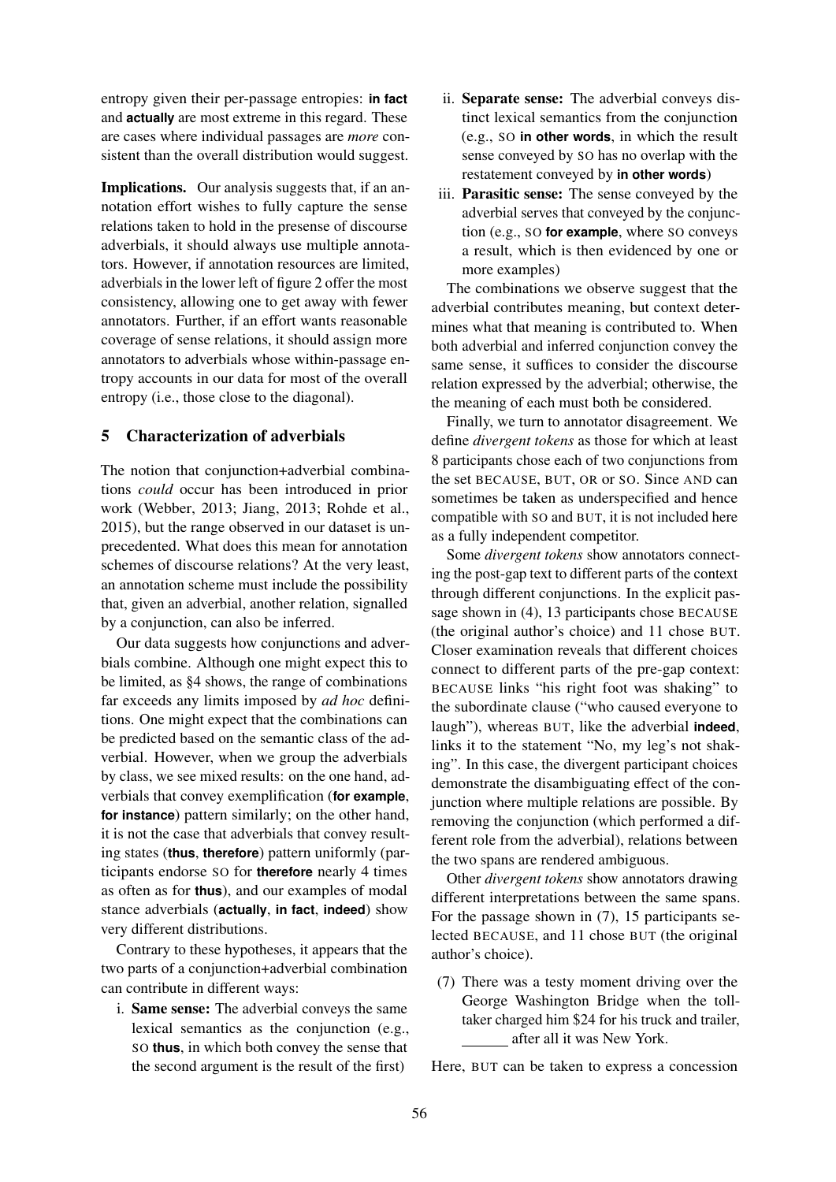entropy given their per-passage entropies: **in fact** and **actually** are most extreme in this regard. These are cases where individual passages are *more* consistent than the overall distribution would suggest.

**Implications.** Our analysis suggests that, if an annotation effort wishes to fully capture the sense relations taken to hold in the presense of discourse adverbials, it should always use multiple annotators. However, if annotation resources are limited, adverbials in the lower left of figure 2 offer the most consistency, allowing one to get away with fewer annotators. Further, if an effort wants reasonable coverage of sense relations, it should assign more annotators to adverbials whose within-passage entropy accounts in our data for most of the overall entropy (i.e., those close to the diagonal).

## 5 Characterization of adverbials

The notion that conjunction+adverbial combinations *could* occur has been introduced in prior work (Webber, 2013; Jiang, 2013; Rohde et al., 2015), but the range observed in our dataset is unprecedented. What does this mean for annotation schemes of discourse relations? At the very least, an annotation scheme must include the possibility that, given an adverbial, another relation, signalled by a conjunction, can also be inferred.

Our data suggests how conjunctions and adverbials combine. Although one might expect this to be limited, as §4 shows, the range of combinations far exceeds any limits imposed by *ad hoc* definitions. One might expect that the combinations can be predicted based on the semantic class of the adverbial. However, when we group the adverbials by class, we see mixed results: on the one hand, adverbials that convey exemplification (**for example**, **for instance**) pattern similarly; on the other hand, it is not the case that adverbials that convey resulting states (**thus**, **therefore**) pattern uniformly (participants endorse SO for **therefore** nearly 4 times as often as for **thus**), and our examples of modal stance adverbials (**actually**, **in fact**, **indeed**) show very different distributions.

Contrary to these hypotheses, it appears that the two parts of a conjunction+adverbial combination can contribute in different ways:

i. **Same sense:** The adverbial conveys the same lexical semantics as the conjunction (e.g., SO **thus**, in which both convey the sense that the second argument is the result of the first)

ii. **Separate sense:** The adverbial conveys distinct lexical semantics from the conjunction (e.g., SO **in other words**, in which the result sense conveyed by SO has no overlap with the restatement conveyed by **in other words**)

iii. **Parasitic sense:** The sense conveyed by the adverbial serves that conveyed by the conjunction (e.g., SO **for example**, where SO conveys a result, which is then evidenced by one or more examples)

The combinations we observe suggest that the adverbial contributes meaning, but context determines what that meaning is contributed to. When both adverbial and inferred conjunction convey the same sense, it suffices to consider the discourse relation expressed by the adverbial; otherwise, the the meaning of each must both be considered.

Finally, we turn to annotator disagreement. We define *divergent tokens* as those for which at least 8 participants chose each of two conjunctions from the set BECAUSE, BUT, OR or SO. Since AND can sometimes be taken as underspecified and hence compatible with SO and BUT, it is not included here as a fully independent competitor.

Some *divergent tokens* show annotators connecting the post-gap text to different parts of the context through different conjunctions. In the explicit passage shown in (4), 13 participants chose BECAUSE (the original author's choice) and 11 chose BUT. Closer examination reveals that different choices connect to different parts of the pre-gap context: BECAUSE links "his right foot was shaking" to the subordinate clause ("who caused everyone to laugh"), whereas BUT, like the adverbial **indeed**, links it to the statement "No, my leg's not shaking". In this case, the divergent participant choices demonstrate the disambiguating effect of the conjunction where multiple relations are possible. By removing the conjunction (which performed a different role from the adverbial), relations between the two spans are rendered ambiguous.

Other *divergent tokens* show annotators drawing different interpretations between the same spans. For the passage shown in (7), 15 participants selected BECAUSE, and 11 chose BUT (the original author's choice).

(7) There was a testy moment driving over the George Washington Bridge when the tolltaker charged him $24 for his truck and trailer, ______ after all it was New York.

Here, BUT can be taken to express a concession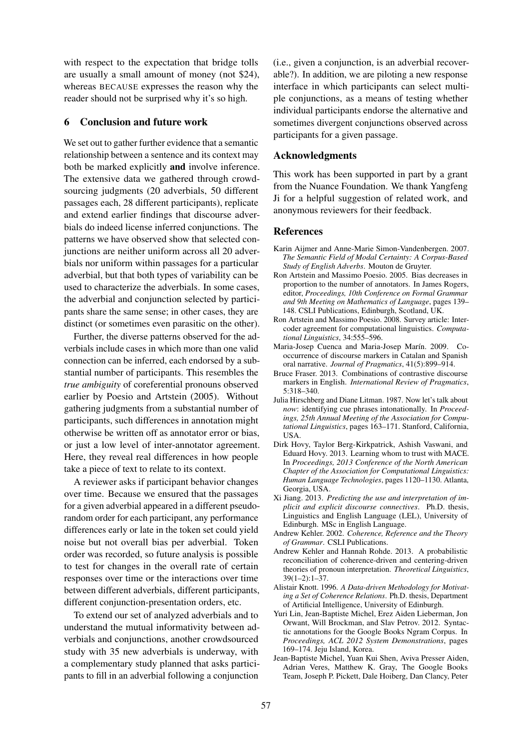with respect to the expectation that bridge tolls are usually a small amount of money (not $24), whereas BECAUSE expresses the reason why the reader should not be surprised why it's so high.

## 6 Conclusion and future work

We set out to gather further evidence that a semantic relationship between a sentence and its context may both be marked explicitly **and** involve inference. The extensive data we gathered through crowdsourcing judgments (20 adverbials, 50 different passages each, 28 different participants), replicate and extend earlier findings that discourse adverbials do indeed license inferred conjunctions. The patterns we have observed show that selected conjunctions are neither uniform across all 20 adverbials nor uniform within passages for a particular adverbial, but that both types of variability can be used to characterize the adverbials. In some cases, the adverbial and conjunction selected by participants share the same sense; in other cases, they are distinct (or sometimes even parasitic on the other).

Further, the diverse patterns observed for the adverbials include cases in which more than one valid connection can be inferred, each endorsed by a substantial number of participants. This resembles the *true ambiguity* of coreferential pronouns observed earlier by Poesio and Artstein (2005). Without gathering judgments from a substantial number of participants, such differences in annotation might otherwise be written off as annotator error or bias, or just a low level of inter-annotator agreement. Here, they reveal real differences in how people take a piece of text to relate to its context.

A reviewer asks if participant behavior changes over time. Because we ensured that the passages for a given adverbial appeared in a different pseudorandom order for each participant, any performance differences early or late in the token set could yield noise but not overall bias per adverbial. Token order was recorded, so future analysis is possible to test for changes in the overall rate of certain responses over time or the interactions over time between different adverbials, different participants, different conjunction-presentation orders, etc.

To extend our set of analyzed adverbials and to understand the mutual informativity between adverbials and conjunctions, another crowdsourced study with 35 new adverbials is underway, with a complementary study planned that asks participants to fill in an adverbial following a conjunction (i.e., given a conjunction, is an adverbial recoverable?). In addition, we are piloting a new response interface in which participants can select multiple conjunctions, as a means of testing whether individual participants endorse the alternative and sometimes divergent conjunctions observed across participants for a given passage.

## Acknowledgments

This work has been supported in part by a grant from the Nuance Foundation. We thank Yangfeng Ji for a helpful suggestion of related work, and anonymous reviewers for their feedback.

## References

Karin Aijmer and Anne-Marie Simon-Vandenbergen. 2007. *The Semantic Field of Modal Certainty: A Corpus-Based Study of English Adverbs*. Mouton de Gruyter.

Ron Artstein and Massimo Poesio. 2005. Bias decreases in proportion to the number of annotators. In James Rogers, editor, *Proceedings, 10th Conference on Formal Grammar and 9th Meeting on Mathematics of Language*, pages 139–148. CSLI Publications, Edinburgh, Scotland, UK.

Ron Artstein and Massimo Poesio. 2008. Survey article: Intercoder agreement for computational linguistics. *Computational Linguistics*, 34:555–596.

Maria-Josep Cuenca and Maria-Josep Marín. 2009. Cooccurrence of discourse markers in Catalan and Spanish oral narrative. *Journal of Pragmatics*, 41(5):899–914.

Bruce Fraser. 2013. Combinations of contrastive discourse markers in English. *International Review of Pragmatics*, 5:318–340.

Julia Hirschberg and Diane Litman. 1987. Now let's talk about *now*: identifying cue phrases intonationally. In *Proceedings, 25th Annual Meeting of the Association for Computational Linguistics*, pages 163–171. Stanford, California, USA.

Dirk Hovy, Taylor Berg-Kirkpatrick, Ashish Vaswani, and Eduard Hovy. 2013. Learning whom to trust with MACE. In *Proceedings, 2013 Conference of the North American Chapter of the Association for Computational Linguistics: Human Language Technologies*, pages 1120–1130. Atlanta, Georgia, USA.

Xi Jiang. 2013. *Predicting the use and interpretation of implicit and explicit discourse connectives*. Ph.D. thesis, Linguistics and English Language (LEL), University of Edinburgh. MSc in English Language.

Andrew Kehler. 2002. *Coherence, Reference and the Theory of Grammar*. CSLI Publications.

Andrew Kehler and Hannah Rohde. 2013. A probabilistic reconciliation of coherence-driven and centering-driven theories of pronoun interpretation. *Theoretical Linguistics*, 39(1–2):1–37.

Alistair Knott. 1996. *A Data-driven Methodology for Motivating a Set of Coherence Relations*. Ph.D. thesis, Department of Artificial Intelligence, University of Edinburgh.

Yuri Lin, Jean-Baptiste Michel, Erez Aiden Lieberman, Jon Orwant, Will Brockman, and Slav Petrov. 2012. Syntactic annotations for the Google Books Ngram Corpus. In *Proceedings, ACL 2012 System Demonstrations*, pages 169–174. Jeju Island, Korea.

Jean-Baptiste Michel, Yuan Kui Shen, Aviva Presser Aiden, Adrian Veres, Matthew K. Gray, The Google Books Team, Joseph P. Pickett, Dale Hoiberg, Dan Clancy, Peter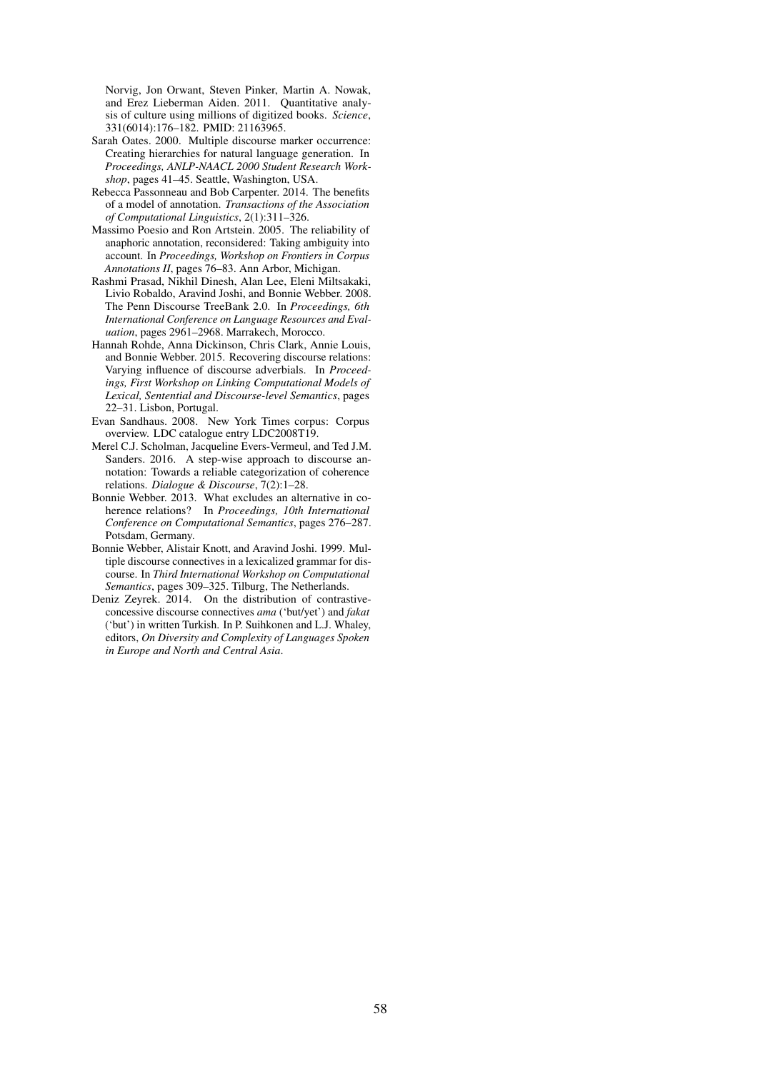Norvig, Jon Orwant, Steven Pinker, Martin A. Nowak, and Erez Lieberman Aiden. 2011. Quantitative analysis of culture using millions of digitized books. *Science*, 331(6014):176–182. PMID: 21163965.

Sarah Oates. 2000. Multiple discourse marker occurrence: Creating hierarchies for natural language generation. In *Proceedings, ANLP-NAACL 2000 Student Research Workshop*, pages 41–45. Seattle, Washington, USA.

Rebecca Passonneau and Bob Carpenter. 2014. The benefits of a model of annotation. *Transactions of the Association of Computational Linguistics*, 2(1):311–326.

Massimo Poesio and Ron Artstein. 2005. The reliability of anaphoric annotation, reconsidered: Taking ambiguity into account. In *Proceedings, Workshop on Frontiers in Corpus Annotations II*, pages 76–83. Ann Arbor, Michigan.

Rashmi Prasad, Nikhil Dinesh, Alan Lee, Eleni Miltsakaki, Livio Robaldo, Aravind Joshi, and Bonnie Webber. 2008. The Penn Discourse TreeBank 2.0. In *Proceedings, 6th International Conference on Language Resources and Evaluation*, pages 2961–2968. Marrakech, Morocco.

Hannah Rohde, Anna Dickinson, Chris Clark, Annie Louis, and Bonnie Webber. 2015. Recovering discourse relations: Varying influence of discourse adverbials. In *Proceedings, First Workshop on Linking Computational Models of Lexical, Sentential and Discourse-level Semantics*, pages 22–31. Lisbon, Portugal.

Evan Sandhaus. 2008. New York Times corpus: Corpus overview. LDC catalogue entry LDC2008T19.

Merel C.J. Scholman, Jacqueline Evers-Vermeul, and Ted J.M. Sanders. 2016. A step-wise approach to discourse annotation: Towards a reliable categorization of coherence relations. *Dialogue & Discourse*, 7(2):1–28.

Bonnie Webber. 2013. What excludes an alternative in coherence relations? In *Proceedings, 10th International Conference on Computational Semantics*, pages 276–287. Potsdam, Germany.

Bonnie Webber, Alistair Knott, and Aravind Joshi. 1999. Multiple discourse connectives in a lexicalized grammar for discourse. In *Third International Workshop on Computational Semantics*, pages 309–325. Tilburg, The Netherlands.

Deniz Zeyrek. 2014. On the distribution of contrastive-concessive discourse connectives *ama* ('but/yet') and *fakat* ('but') in written Turkish. In P. Suihkonen and L.J. Whaley, editors, *On Diversity and Complexity of Languages Spoken in Europe and North and Central Asia*.